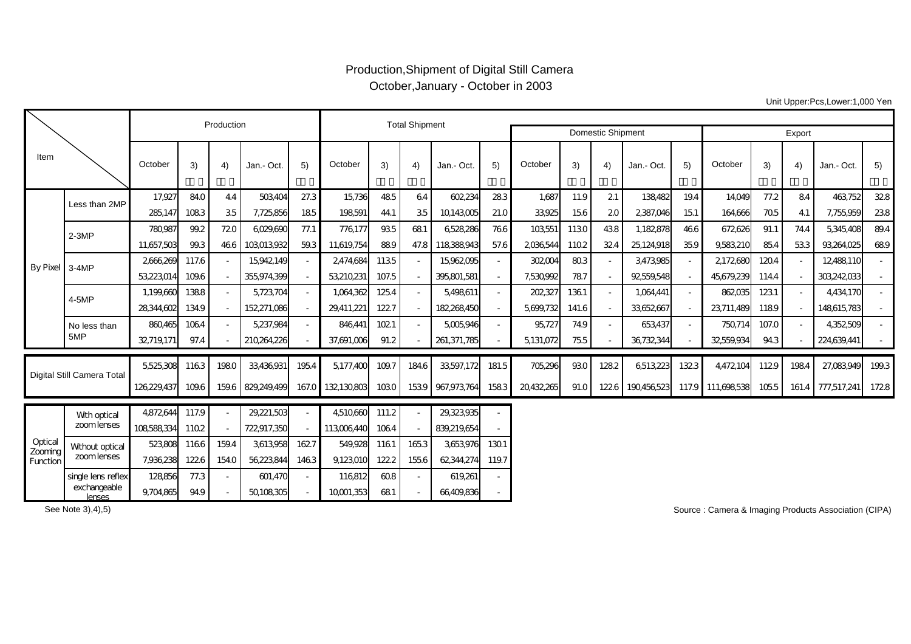# Production,Shipment of Digital Still Camera

October,January - October in 2003

Unit Upper:Pcs,Lower:1,000 Yen

| Item | | Production | | | | | Total Shipment | | | | | | | | | | | | | | |
|---|---|---|---|---|---|---|---|---|---|---|---|---|---|---|---|---|---|---|---|---|---|
| | | | | | | | | | | | | Domestic Shipment | | | | | Export | | | | |
| | | October | 3) | 4) | Jan.- Oct. | 5) | October | 3) | 4) | Jan.- Oct. | 5) | October | 3) | 4) | Jan.- Oct. | 5) | October | 3) | 4) | Jan.- Oct. | 5) |
| By Pixel | Less than 2MP | 17,927 | 84.0 | 4.4 | 503,404 | 27.3 | 15,736 | 48.5 | 6.4 | 602,234 | 28.3 | 1,687 | 11.9 | 2.1 | 138,482 | 19.4 | 14,049 | 77.2 | 8.4 | 463,752 | 32.8 |
| | | 285,147 | 108.3 | 3.5 | 7,725,856 | 18.5 | 198,591 | 44.1 | 3.5 | 10,143,005 | 21.0 | 33,925 | 15.6 | 2.0 | 2,387,046 | 15.1 | 164,666 | 70.5 | 4.1 | 7,755,959 | 23.8 |
| | 2-3MP | 780,987 | 99.2 | 72.0 | 6,029,690 | 77.1 | 776,177 | 93.5 | 68.1 | 6,528,286 | 76.6 | 103,551 | 113.0 | 43.8 | 1,182,878 | 46.6 | 672,626 | 91.1 | 74.4 | 5,345,408 | 89.4 |
| | | 11,657,503 | 99.3 | 46.6 | 103,013,932 | 59.3 | 11,619,754 | 88.9 | 47.8 | 118,388,943 | 57.6 | 2,036,544 | 110.2 | 32.4 | 25,124,918 | 35.9 | 9,583,210 | 85.4 | 53.3 | 93,264,025 | 68.9 |
| | 3-4MP | 2,666,269 | 117.6 | - | 15,942,149 | - | 2,474,684 | 113.5 | - | 15,962,095 | - | 302,004 | 80.3 | - | 3,473,985 | - | 2,172,680 | 120.4 | - | 12,488,110 | - |
| | | 53,223,014 | 109.6 | - | 355,974,399 | - | 53,210,231 | 107.5 | - | 395,801,581 | - | 7,530,992 | 78.7 | - | 92,559,548 | - | 45,679,239 | 114.4 | - | 303,242,033 | - |
| | 4-5MP | 1,199,660 | 138.8 | - | 5,723,704 | - | 1,064,362 | 125.4 | - | 5,498,611 | - | 202,327 | 136.1 | - | 1,064,441 | - | 862,035 | 123.1 | - | 4,434,170 | - |
| | | 28,344,602 | 134.9 | - | 152,271,086 | - | 29,411,221 | 122.7 | - | 182,268,450 | - | 5,699,732 | 141.6 | - | 33,652,667 | - | 23,711,489 | 118.9 | - | 148,615,783 | - |
| | No less than 5MP | 860,465 | 106.4 | - | 5,237,984 | - | 846,441 | 102.1 | - | 5,005,946 | - | 95,727 | 74.9 | - | 653,437 | - | 750,714 | 107.0 | - | 4,352,509 | - |
| | | 32,719,171 | 97.4 | - | 210,264,226 | - | 37,691,006 | 91.2 | - | 261,371,785 | - | 5,131,072 | 75.5 | - | 36,732,344 | - | 32,559,934 | 94.3 | - | 224,639,441 | - |
| Digital Still Camera Total | | 5,525,308 | 116.3 | 198.0 | 33,436,931 | 195.4 | 5,177,400 | 109.7 | 184.6 | 33,597,172 | 181.5 | 705,296 | 93.0 | 128.2 | 6,513,223 | 132.3 | 4,472,104 | 112.9 | 198.4 | 27,083,949 | 199.3 |
| | | 126,229,437 | 109.6 | 159.6 | 829,249,499 | 167.0 | 132,130,803 | 103.0 | 153.9 | 967,973,764 | 158.3 | 20,432,265 | 91.0 | 122.6 | 190,456,523 | 117.9 | 111,698,538 | 105.5 | 161.4 | 777,517,241 | 172.8 |
| Optical Zooming Function | With optical zoom lenses | 4,872,644 | 117.9 | - | 29,221,503 | - | 4,510,660 | 111.2 | - | 29,323,935 | - | | | | | | | | | | |
| | | 108,588,334 | 110.2 | - | 722,917,350 | - | 113,006,440 | 106.4 | - | 839,219,654 | - | | | | | | | | | | |
| | Without optical zoom lenses | 523,808 | 116.6 | 159.4 | 3,613,958 | 162.7 | 549,928 | 116.1 | 165.3 | 3,653,976 | 130.1 | | | | | | | | | | |
| | | 7,936,238 | 122.6 | 154.0 | 56,223,844 | 146.3 | 9,123,010 | 122.2 | 155.6 | 62,344,274 | 119.7 | | | | | | | | | | |
| | single lens reflex exchangeable lenses | 128,856 | 77.3 | - | 601,470 | - | 116,812 | 60.8 | - | 619,261 | - | | | | | | | | | | |
| | | 9,704,865 | 94.9 | - | 50,108,305 | - | 10,001,353 | 68.1 | - | 66,409,836 | - | | | | | | | | | | |

See Note 3),4),5)

Source : Camera & Imaging Products Association (CIPA)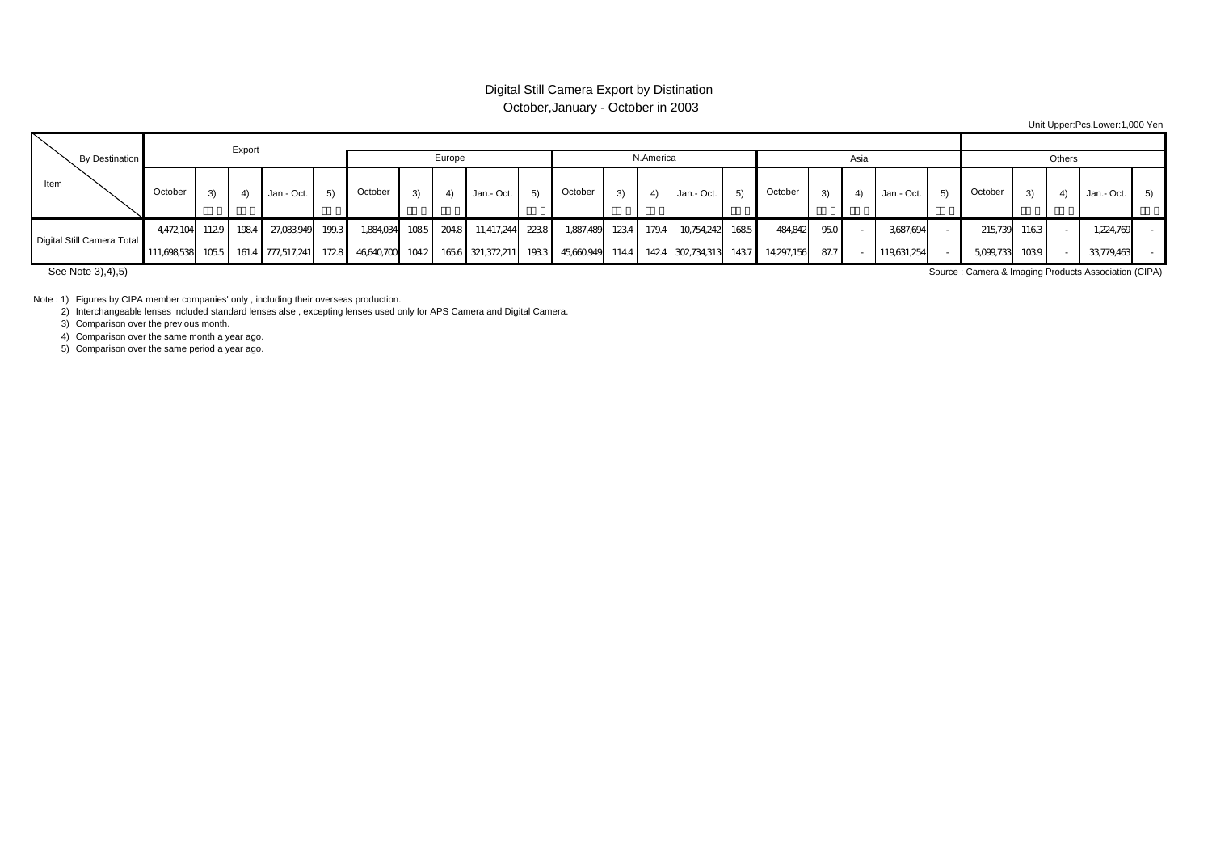# Digital Still Camera Export by Distination

October,January - October in 2003

Unit Upper:Pcs,Lower:1,000 Yen

| Item \ By Destination | Export | | | | | Europe | | | | | N.America | | | | | Asia | | | | | Others | | | | |
|---|---|---|---|---|---|---|---|---|---|---|---|---|---|---|---|---|---|---|---|---|---|---|---|---|---|
| | October | 3) | 4) | Jan.- Oct. | 5) | October | 3) | 4) | Jan.- Oct. | 5) | October | 3) | 4) | Jan.- Oct. | 5) | October | 3) | 4) | Jan.- Oct. | 5) | October | 3) | 4) | Jan.- Oct. | 5) |
| Digital Still Camera Total | 4,472,104 | 112.9 | 198.4 | 27,083,949 | 199.3 | 1,884,034 | 108.5 | 204.8 | 11,417,244 | 223.8 | 1,887,489 | 123.4 | 179.4 | 10,754,242 | 168.5 | 484,842 | 95.0 | - | 3,687,694 | - | 215,739 | 116.3 | - | 1,224,769 | - |
| | 111,698,538 | 105.5 | 161.4 | 777,517,241 | 172.8 | 46,640,700 | 104.2 | 165.6 | 321,372,211 | 193.3 | 45,660,949 | 114.4 | 142.4 | 302,734,313 | 143.7 | 14,297,156 | 87.7 | - | 119,631,254 | - | 5,099,733 | 103.9 | - | 33,779,463 | - |

See Note 3),4),5)

Source : Camera & Imaging Products Association (CIPA)

Note : 1) Figures by CIPA member companies' only , including their overseas production.

2) Interchangeable lenses included standard lenses alse , excepting lenses used only for APS Camera and Digital Camera.

3) Comparison over the previous month.

4) Comparison over the same month a year ago.

5) Comparison over the same period a year ago.